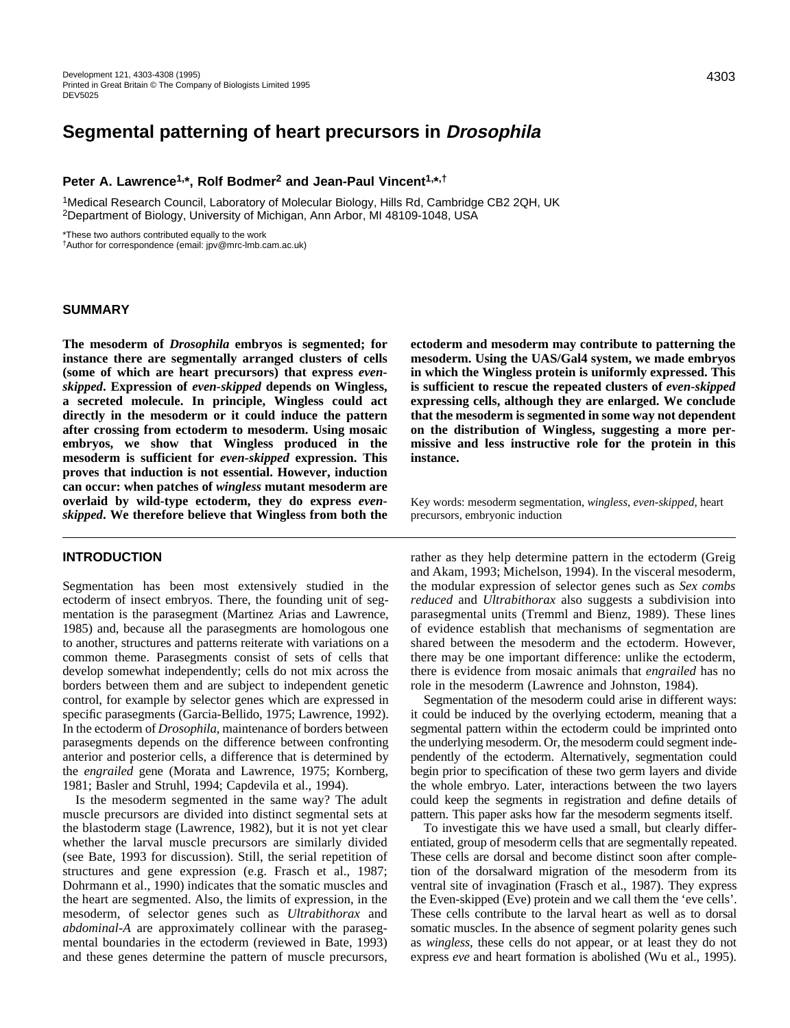# Segmental patterning of heart precursors in *Drosophila*

**Peter A. Lawrence[1,*], Rolf Bodmer[2] and Jean-Paul Vincent[1,*,†]**

[1]Medical Research Council, Laboratory of Molecular Biology, Hills Rd, Cambridge CB2 2QH, UK
[2]Department of Biology, University of Michigan, Ann Arbor, MI 48109-1048, USA

*These two authors contributed equally to the work
†Author for correspondence (email: jpv@mrc-lmb.cam.ac.uk)

## SUMMARY

**The mesoderm of *Drosophila* embryos is segmented; for instance there are segmentally arranged clusters of cells (some of which are heart precursors) that express *even-skipped*. Expression of *even-skipped* depends on Wingless, a secreted molecule. In principle, Wingless could act directly in the mesoderm or it could induce the pattern after crossing from ectoderm to mesoderm. Using mosaic embryos, we show that Wingless produced in the mesoderm is sufficient for *even-skipped* expression. This proves that induction is not essential. However, induction can occur: when patches of *wingless* mutant mesoderm are overlaid by wild-type ectoderm, they do express *even-skipped*. We therefore believe that Wingless from both the ectoderm and mesoderm may contribute to patterning the mesoderm. Using the UAS/Gal4 system, we made embryos in which the Wingless protein is uniformly expressed. This is sufficient to rescue the repeated clusters of *even-skipped* expressing cells, although they are enlarged. We conclude that the mesoderm is segmented in some way not dependent on the distribution of Wingless, suggesting a more permissive and less instructive role for the protein in this instance.**

Key words: mesoderm segmentation, *wingless*, *even-skipped*, heart precursors, embryonic induction

## INTRODUCTION

Segmentation has been most extensively studied in the ectoderm of insect embryos. There, the founding unit of segmentation is the parasegment (Martinez Arias and Lawrence, 1985) and, because all the parasegments are homologous one to another, structures and patterns reiterate with variations on a common theme. Parasegments consist of sets of cells that develop somewhat independently; cells do not mix across the borders between them and are subject to independent genetic control, for example by selector genes which are expressed in specific parasegments (Garcia-Bellido, 1975; Lawrence, 1992). In the ectoderm of *Drosophila*, maintenance of borders between parasegments depends on the difference between confronting anterior and posterior cells, a difference that is determined by the *engrailed* gene (Morata and Lawrence, 1975; Kornberg, 1981; Basler and Struhl, 1994; Capdevila et al., 1994).

Is the mesoderm segmented in the same way? The adult muscle precursors are divided into distinct segmental sets at the blastoderm stage (Lawrence, 1982), but it is not yet clear whether the larval muscle precursors are similarly divided (see Bate, 1993 for discussion). Still, the serial repetition of structures and gene expression (e.g. Frasch et al., 1987; Dohrmann et al., 1990) indicates that the somatic muscles and the heart are segmented. Also, the limits of expression, in the mesoderm, of selector genes such as *Ultrabithorax* and *abdominal-A* are approximately collinear with the parasegmental boundaries in the ectoderm (reviewed in Bate, 1993) and these genes determine the pattern of muscle precursors, rather as they help determine pattern in the ectoderm (Greig and Akam, 1993; Michelson, 1994). In the visceral mesoderm, the modular expression of selector genes such as *Sex combs reduced* and *Ultrabithorax* also suggests a subdivision into parasegmental units (Tremml and Bienz, 1989). These lines of evidence establish that mechanisms of segmentation are shared between the mesoderm and the ectoderm. However, there may be one important difference: unlike the ectoderm, there is evidence from mosaic animals that *engrailed* has no role in the mesoderm (Lawrence and Johnston, 1984).

Segmentation of the mesoderm could arise in different ways: it could be induced by the overlying ectoderm, meaning that a segmental pattern within the ectoderm could be imprinted onto the underlying mesoderm. Or, the mesoderm could segment independently of the ectoderm. Alternatively, segmentation could begin prior to specification of these two germ layers and divide the whole embryo. Later, interactions between the two layers could keep the segments in registration and define details of pattern. This paper asks how far the mesoderm segments itself.

To investigate this we have used a small, but clearly differentiated, group of mesoderm cells that are segmentally repeated. These cells are dorsal and become distinct soon after completion of the dorsalward migration of the mesoderm from its ventral site of invagination (Frasch et al., 1987). They express the Even-skipped (Eve) protein and we call them the 'eve cells'. These cells contribute to the larval heart as well as to dorsal somatic muscles. In the absence of segment polarity genes such as *wingless*, these cells do not appear, or at least they do not express *eve* and heart formation is abolished (Wu et al., 1995).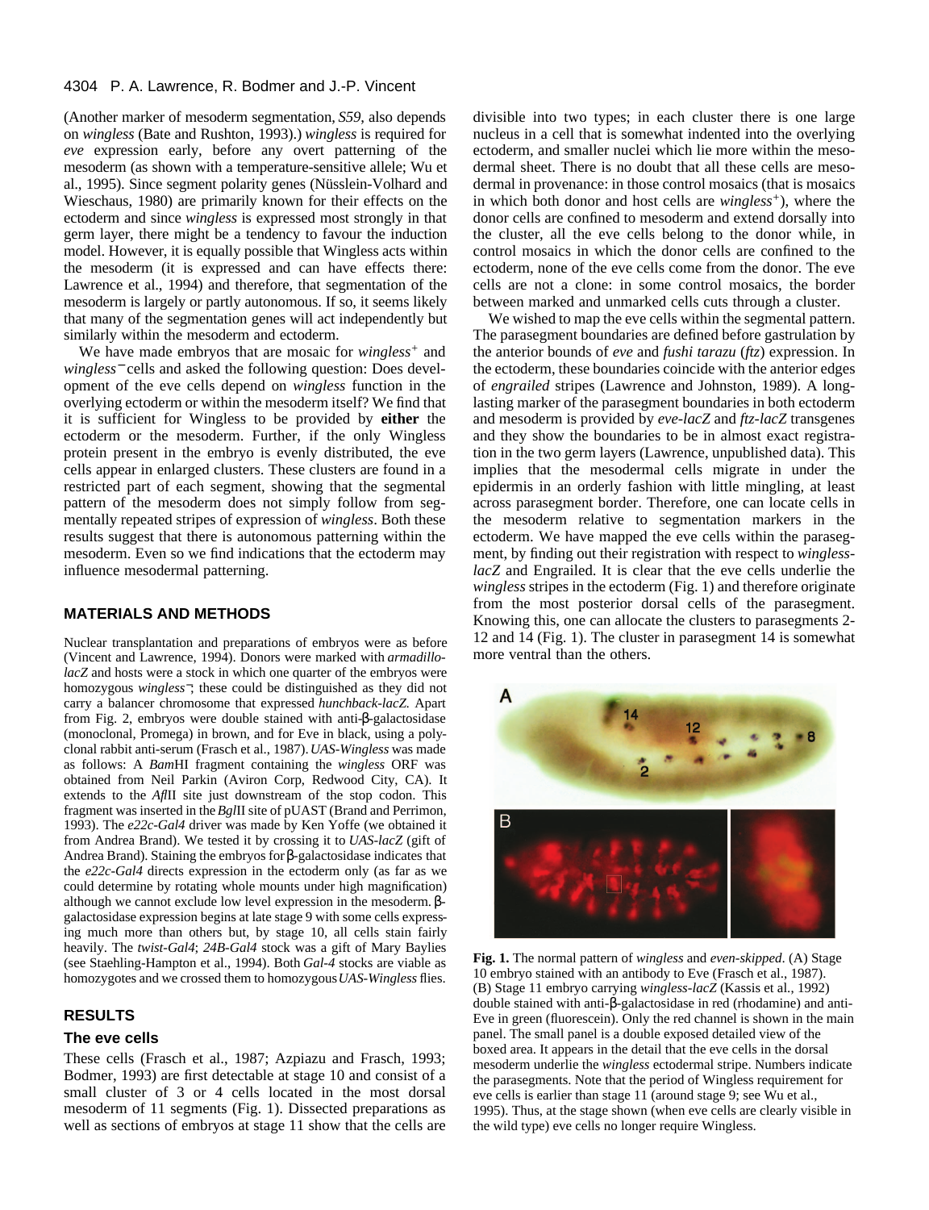(Another marker of mesoderm segmentation, *S59*, also depends on *wingless* (Bate and Rushton, 1993).) *wingless* is required for *eve* expression early, before any overt patterning of the mesoderm (as shown with a temperature-sensitive allele; Wu et al., 1995). Since segment polarity genes (Nüsslein-Volhard and Wieschaus, 1980) are primarily known for their effects on the ectoderm and since *wingless* is expressed most strongly in that germ layer, there might be a tendency to favour the induction model. However, it is equally possible that Wingless acts within the mesoderm (it is expressed and can have effects there: Lawrence et al., 1994) and therefore, that segmentation of the mesoderm is largely or partly autonomous. If so, it seems likely that many of the segmentation genes will act independently but similarly within the mesoderm and ectoderm.

We have made embryos that are mosaic for *wingless*$^+$ and *wingless*$^-$ cells and asked the following question: Does development of the eve cells depend on *wingless* function in the overlying ectoderm or within the mesoderm itself? We find that it is sufficient for Wingless to be provided by **either** the ectoderm or the mesoderm. Further, if the only Wingless protein present in the embryo is evenly distributed, the eve cells appear in enlarged clusters. These clusters are found in a restricted part of each segment, showing that the segmental pattern of the mesoderm does not simply follow from segmentally repeated stripes of expression of *wingless*. Both these results suggest that there is autonomous patterning within the mesoderm. Even so we find indications that the ectoderm may influence mesodermal patterning.

## MATERIALS AND METHODS

Nuclear transplantation and preparations of embryos were as before (Vincent and Lawrence, 1994). Donors were marked with *armadillo-lacZ* and hosts were a stock in which one quarter of the embryos were homozygous *wingless*$^-$; these could be distinguished as they did not carry a balancer chromosome that expressed *hunchback-lacZ.* Apart from Fig. 2, embryos were double stained with anti-β-galactosidase (monoclonal, Promega) in brown, and for Eve in black, using a polyclonal rabbit anti-serum (Frasch et al., 1987). *UAS-Wingless* was made as follows: A *Bam*HI fragment containing the *wingless* ORF was obtained from Neil Parkin (Aviron Corp, Redwood City, CA). It extends to the *Afl*II site just downstream of the stop codon. This fragment was inserted in the *Bgl*II site of pUAST (Brand and Perrimon, 1993). The *e22c-Gal4* driver was made by Ken Yoffe (we obtained it from Andrea Brand). We tested it by crossing it to *UAS-lacZ* (gift of Andrea Brand). Staining the embryos for β-galactosidase indicates that the *e22c-Gal4* directs expression in the ectoderm only (as far as we could determine by rotating whole mounts under high magnification) although we cannot exclude low level expression in the mesoderm. β-galactosidase expression begins at late stage 9 with some cells expressing much more than others but, by stage 10, all cells stain fairly heavily. The *twist-Gal4*; *24B-Gal4* stock was a gift of Mary Baylies (see Staehling-Hampton et al., 1994). Both *Gal-4* stocks are viable as homozygotes and we crossed them to homozygous *UAS-Wingless* flies.

## RESULTS

### The eve cells

These cells (Frasch et al., 1987; Azpiazu and Frasch, 1993; Bodmer, 1993) are first detectable at stage 10 and consist of a small cluster of 3 or 4 cells located in the most dorsal mesoderm of 11 segments (Fig. 1). Dissected preparations as well as sections of embryos at stage 11 show that the cells are divisible into two types; in each cluster there is one large nucleus in a cell that is somewhat indented into the overlying ectoderm, and smaller nuclei which lie more within the mesodermal sheet. There is no doubt that all these cells are mesodermal in provenance: in those control mosaics (that is mosaics in which both donor and host cells are *wingless*$^+$), where the donor cells are confined to mesoderm and extend dorsally into the cluster, all the eve cells belong to the donor while, in control mosaics in which the donor cells are confined to the ectoderm, none of the eve cells come from the donor. The eve cells are not a clone: in some control mosaics, the border between marked and unmarked cells cuts through a cluster.

We wished to map the eve cells within the segmental pattern. The parasegment boundaries are defined before gastrulation by the anterior bounds of *eve* and *fushi tarazu* (*ftz*) expression. In the ectoderm, these boundaries coincide with the anterior edges of *engrailed* stripes (Lawrence and Johnston, 1989). A long-lasting marker of the parasegment boundaries in both ectoderm and mesoderm is provided by *eve-lacZ* and *ftz-lacZ* transgenes and they show the boundaries to be in almost exact registration in the two germ layers (Lawrence, unpublished data). This implies that the mesodermal cells migrate in under the epidermis in an orderly fashion with little mingling, at least across parasegment border. Therefore, one can locate cells in the mesoderm relative to segmentation markers in the ectoderm. We have mapped the eve cells within the parasegment, by finding out their registration with respect to *wingless-lacZ* and Engrailed. It is clear that the eve cells underlie the *wingless* stripes in the ectoderm (Fig. 1) and therefore originate from the most posterior dorsal cells of the parasegment. Knowing this, one can allocate the clusters to parasegments 2-12 and 14 (Fig. 1). The cluster in parasegment 14 is somewhat more ventral than the others.

**Fig. 1.** The normal pattern of *wingless* and *even-skipped*. (A) Stage 10 embryo stained with an antibody to Eve (Frasch et al., 1987). (B) Stage 11 embryo carrying *wingless-lacZ* (Kassis et al., 1992) double stained with anti-β-galactosidase in red (rhodamine) and anti-Eve in green (fluorescein). Only the red channel is shown in the main panel. The small panel is a double exposed detailed view of the boxed area. It appears in the detail that the eve cells in the dorsal mesoderm underlie the *wingless* ectodermal stripe. Numbers indicate the parasegments. Note that the period of Wingless requirement for eve cells is earlier than stage 11 (around stage 9; see Wu et al., 1995). Thus, at the stage shown (when eve cells are clearly visible in the wild type) eve cells no longer require Wingless.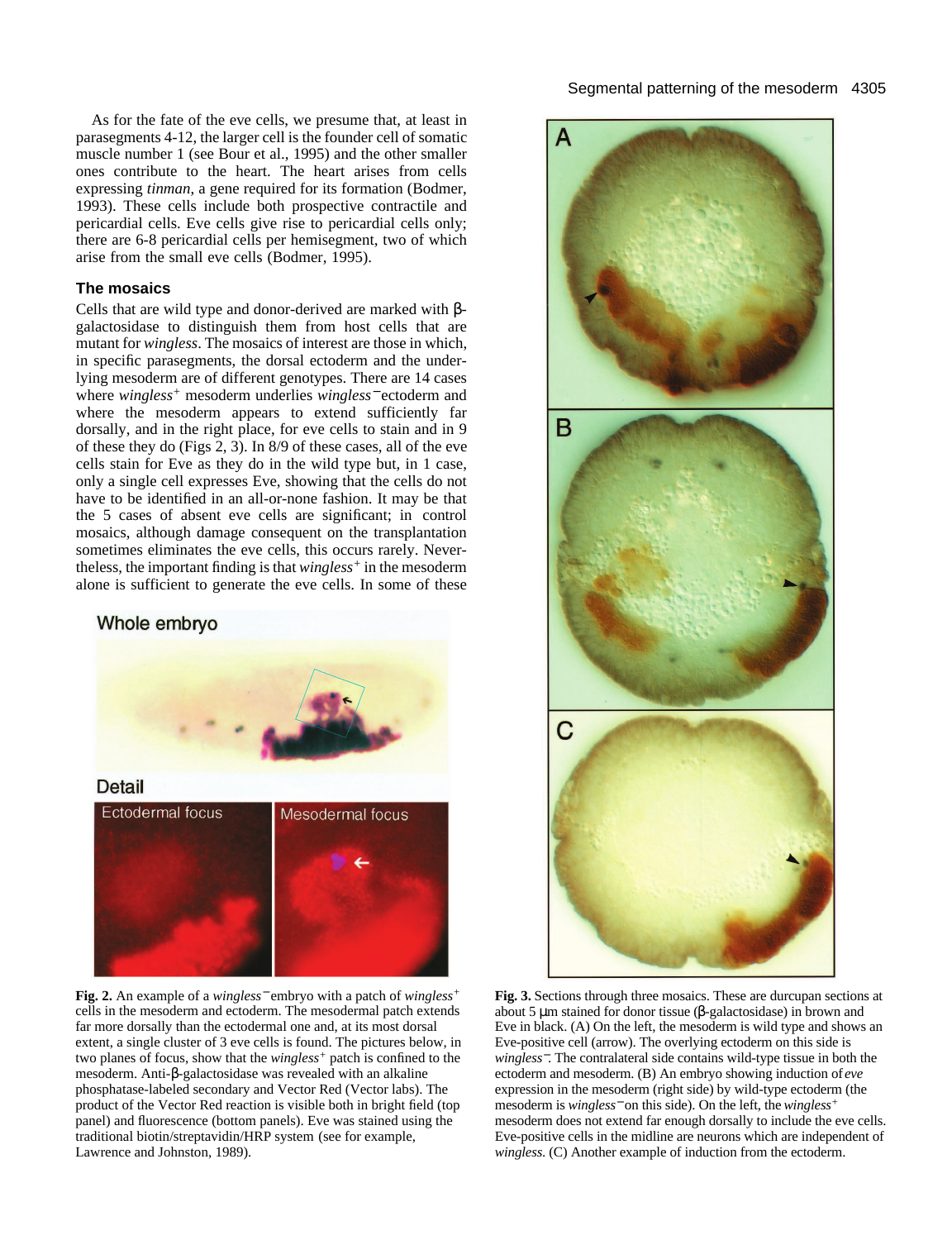As for the fate of the eve cells, we presume that, at least in parasegments 4-12, the larger cell is the founder cell of somatic muscle number 1 (see Bour et al., 1995) and the other smaller ones contribute to the heart. The heart arises from cells expressing *tinman*, a gene required for its formation (Bodmer, 1993). These cells include both prospective contractile and pericardial cells. Eve cells give rise to pericardial cells only; there are 6-8 pericardial cells per hemisegment, two of which arise from the small eve cells (Bodmer, 1995).

### The mosaics

Cells that are wild type and donor-derived are marked with β-galactosidase to distinguish them from host cells that are mutant for *wingless*. The mosaics of interest are those in which, in specific parasegments, the dorsal ectoderm and the underlying mesoderm are of different genotypes. There are 14 cases where *wingless*$^+$ mesoderm underlies *wingless*$^-$ ectoderm and where the mesoderm appears to extend sufficiently far dorsally, and in the right place, for eve cells to stain and in 9 of these they do (Figs 2, 3). In 8/9 of these cases, all of the eve cells stain for Eve as they do in the wild type but, in 1 case, only a single cell expresses Eve, showing that the cells do not have to be identified in an all-or-none fashion. It may be that the 5 cases of absent eve cells are significant; in control mosaics, although damage consequent on the transplantation sometimes eliminates the eve cells, this occurs rarely. Nevertheless, the important finding is that *wingless*$^+$ in the mesoderm alone is sufficient to generate the eve cells. In some of these

Whole embryo

Detail

Ectodermal focus

Mesodermal focus

**Fig. 2.** An example of a *wingless*$^-$ embryo with a patch of *wingless*$^+$ cells in the mesoderm and ectoderm. The mesodermal patch extends far more dorsally than the ectodermal one and, at its most dorsal extent, a single cluster of 3 eve cells is found. The pictures below, in two planes of focus, show that the *wingless*$^+$ patch is confined to the mesoderm. Anti-β-galactosidase was revealed with an alkaline phosphatase-labeled secondary and Vector Red (Vector labs). The product of the Vector Red reaction is visible both in bright field (top panel) and fluorescence (bottom panels). Eve was stained using the traditional biotin/streptavidin/HRP system (see for example, Lawrence and Johnston, 1989).

**Fig. 3.** Sections through three mosaics. These are durcupan sections at about 5 μm stained for donor tissue (β-galactosidase) in brown and Eve in black. (A) On the left, the mesoderm is wild type and shows an Eve-positive cell (arrow). The overlying ectoderm on this side is *wingless*$^-$. The contralateral side contains wild-type tissue in both the ectoderm and mesoderm. (B) An embryo showing induction of *eve* expression in the mesoderm (right side) by wild-type ectoderm (the mesoderm is *wingless*$^-$ on this side). On the left, the *wingless*$^+$ mesoderm does not extend far enough dorsally to include the eve cells. Eve-positive cells in the midline are neurons which are independent of *wingless.* (C) Another example of induction from the ectoderm.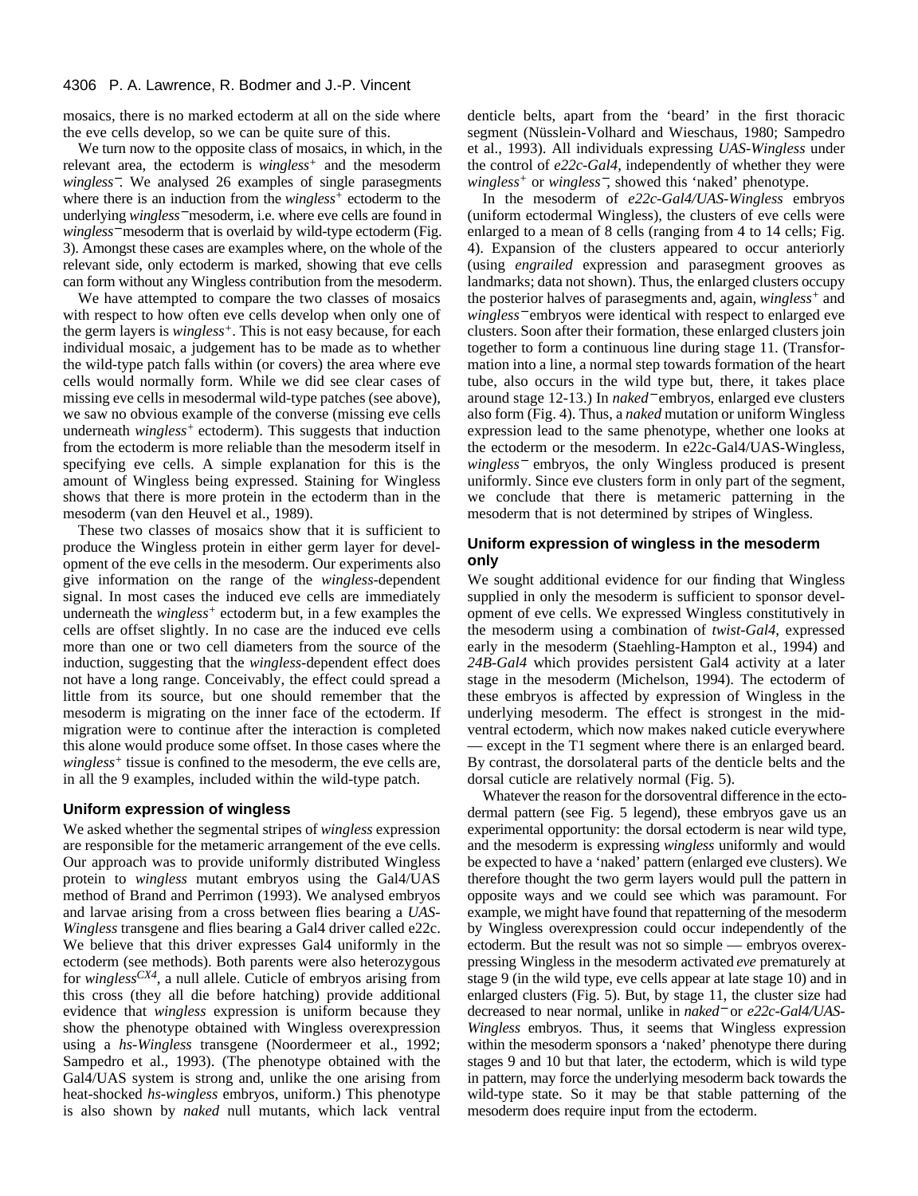mosaics, there is no marked ectoderm at all on the side where the eve cells develop, so we can be quite sure of this.

We turn now to the opposite class of mosaics, in which, in the relevant area, the ectoderm is *wingless*$^+$ and the mesoderm *wingless*$^-$. We analysed 26 examples of single parasegments where there is an induction from the *wingless*$^+$ ectoderm to the underlying *wingless*$^-$ mesoderm, i.e. where eve cells are found in *wingless*$^-$ mesoderm that is overlaid by wild-type ectoderm (Fig. 3). Amongst these cases are examples where, on the whole of the relevant side, only ectoderm is marked, showing that eve cells can form without any Wingless contribution from the mesoderm.

We have attempted to compare the two classes of mosaics with respect to how often eve cells develop when only one of the germ layers is *wingless*$^+$. This is not easy because, for each individual mosaic, a judgement has to be made as to whether the wild-type patch falls within (or covers) the area where eve cells would normally form. While we did see clear cases of missing eve cells in mesodermal wild-type patches (see above), we saw no obvious example of the converse (missing eve cells underneath *wingless*$^+$ ectoderm). This suggests that induction from the ectoderm is more reliable than the mesoderm itself in specifying eve cells. A simple explanation for this is the amount of Wingless being expressed. Staining for Wingless shows that there is more protein in the ectoderm than in the mesoderm (van den Heuvel et al., 1989).

These two classes of mosaics show that it is sufficient to produce the Wingless protein in either germ layer for development of the eve cells in the mesoderm. Our experiments also give information on the range of the *wingless*-dependent signal. In most cases the induced eve cells are immediately underneath the *wingless*$^+$ ectoderm but, in a few examples the cells are offset slightly. In no case are the induced eve cells more than one or two cell diameters from the source of the induction, suggesting that the *wingless*-dependent effect does not have a long range. Conceivably, the effect could spread a little from its source, but one should remember that the mesoderm is migrating on the inner face of the ectoderm. If migration were to continue after the interaction is completed this alone would produce some offset. In those cases where the *wingless*$^+$ tissue is confined to the mesoderm, the eve cells are, in all the 9 examples, included within the wild-type patch.

## Uniform expression of wingless

We asked whether the segmental stripes of *wingless* expression are responsible for the metameric arrangement of the eve cells. Our approach was to provide uniformly distributed Wingless protein to *wingless* mutant embryos using the Gal4/UAS method of Brand and Perrimon (1993). We analysed embryos and larvae arising from a cross between flies bearing a *UAS-Wingless* transgene and flies bearing a Gal4 driver called e22c. We believe that this driver expresses Gal4 uniformly in the ectoderm (see methods). Both parents were also heterozygous for *wingless*$^{CX4}$, a null allele. Cuticle of embryos arising from this cross (they all die before hatching) provide additional evidence that *wingless* expression is uniform because they show the phenotype obtained with Wingless overexpression using a *hs-Wingless* transgene (Noordermeer et al., 1992; Sampedro et al., 1993). (The phenotype obtained with the Gal4/UAS system is strong and, unlike the one arising from heat-shocked *hs-wingless* embryos, uniform.) This phenotype is also shown by *naked* null mutants, which lack ventral denticle belts, apart from the 'beard' in the first thoracic segment (Nüsslein-Volhard and Wieschaus, 1980; Sampedro et al., 1993). All individuals expressing *UAS-Wingless* under the control of *e22c-Gal4*, independently of whether they were *wingless*$^+$ or *wingless*$^-$, showed this 'naked' phenotype.

In the mesoderm of *e22c-Gal4/UAS-Wingless* embryos (uniform ectodermal Wingless), the clusters of eve cells were enlarged to a mean of 8 cells (ranging from 4 to 14 cells; Fig. 4). Expansion of the clusters appeared to occur anteriorly (using *engrailed* expression and parasegment grooves as landmarks; data not shown). Thus, the enlarged clusters occupy the posterior halves of parasegments and, again, *wingless*$^+$ and *wingless*$^-$ embryos were identical with respect to enlarged eve clusters. Soon after their formation, these enlarged clusters join together to form a continuous line during stage 11. (Transformation into a line, a normal step towards formation of the heart tube, also occurs in the wild type but, there, it takes place around stage 12-13.) In *naked*$^-$ embryos, enlarged eve clusters also form (Fig. 4). Thus, a *naked* mutation or uniform Wingless expression lead to the same phenotype, whether one looks at the ectoderm or the mesoderm. In e22c-Gal4/UAS-Wingless, *wingless*$^-$ embryos, the only Wingless produced is present uniformly. Since eve clusters form in only part of the segment, we conclude that there is metameric patterning in the mesoderm that is not determined by stripes of Wingless.

## Uniform expression of wingless in the mesoderm only

We sought additional evidence for our finding that Wingless supplied in only the mesoderm is sufficient to sponsor development of eve cells. We expressed Wingless constitutively in the mesoderm using a combination of *twist-Gal4*, expressed early in the mesoderm (Staehling-Hampton et al., 1994) and *24B-Gal4* which provides persistent Gal4 activity at a later stage in the mesoderm (Michelson, 1994). The ectoderm of these embryos is affected by expression of Wingless in the underlying mesoderm. The effect is strongest in the mid-ventral ectoderm, which now makes naked cuticle everywhere — except in the T1 segment where there is an enlarged beard. By contrast, the dorsolateral parts of the denticle belts and the dorsal cuticle are relatively normal (Fig. 5).

Whatever the reason for the dorsoventral difference in the ectodermal pattern (see Fig. 5 legend), these embryos gave us an experimental opportunity: the dorsal ectoderm is near wild type, and the mesoderm is expressing *wingless* uniformly and would be expected to have a 'naked' pattern (enlarged eve clusters). We therefore thought the two germ layers would pull the pattern in opposite ways and we could see which was paramount. For example, we might have found that repatterning of the mesoderm by Wingless overexpression could occur independently of the ectoderm. But the result was not so simple — embryos overexpressing Wingless in the mesoderm activated *eve* prematurely at stage 9 (in the wild type, eve cells appear at late stage 10) and in enlarged clusters (Fig. 5). But, by stage 11, the cluster size had decreased to near normal, unlike in *naked*$^-$ or *e22c-Gal4/UAS-Wingless* embryos. Thus, it seems that Wingless expression within the mesoderm sponsors a 'naked' phenotype there during stages 9 and 10 but that later, the ectoderm, which is wild type in pattern, may force the underlying mesoderm back towards the wild-type state. So it may be that stable patterning of the mesoderm does require input from the ectoderm.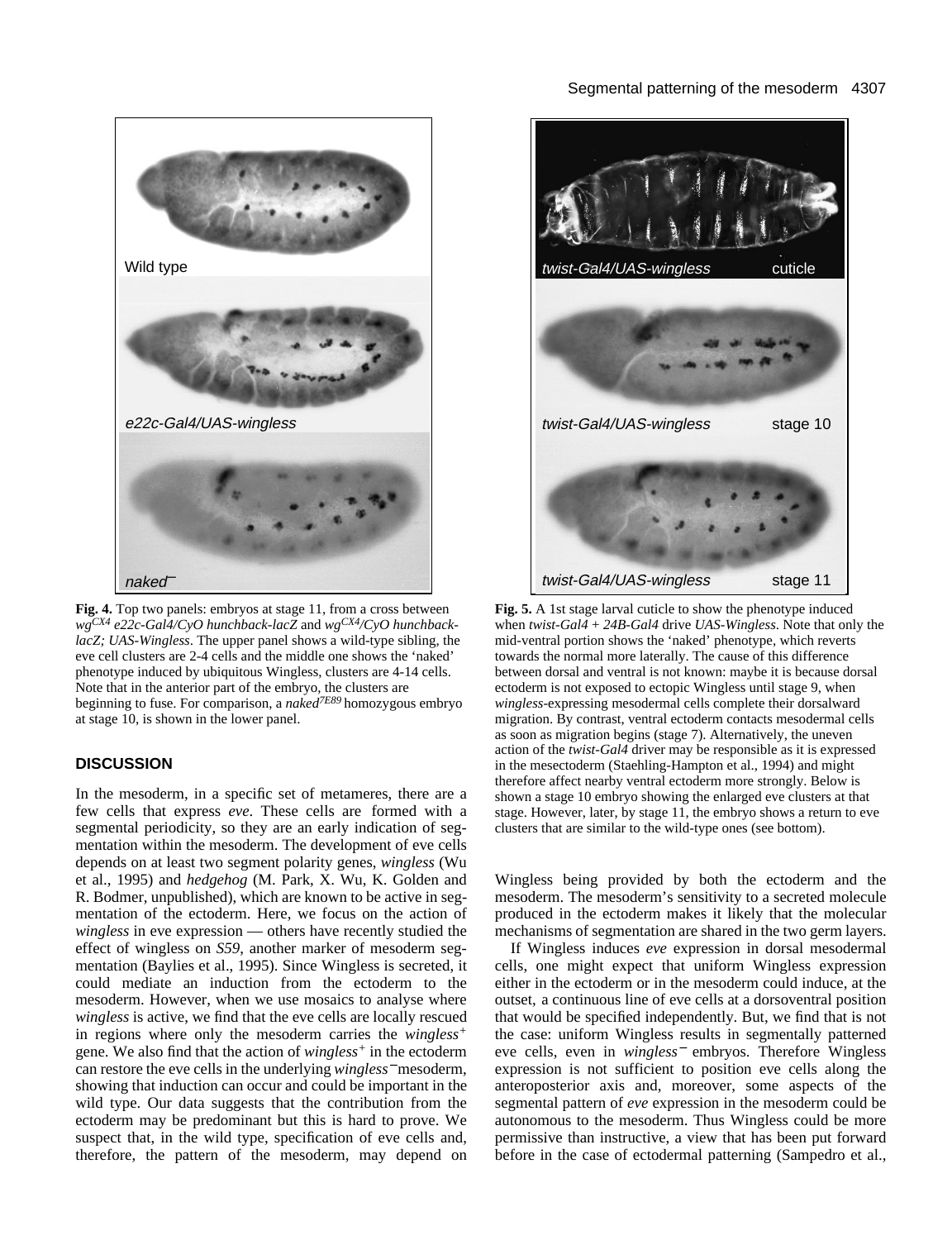**Fig. 4.** Top two panels: embryos at stage 11, from a cross between *wg*$^{CX4}$ *e22c-Gal4/CyO hunchback-lacZ* and *wg*$^{CX4}$*/CyO hunchback-lacZ; UAS-Wingless*. The upper panel shows a wild-type sibling, the eve cell clusters are 2-4 cells and the middle one shows the 'naked' phenotype induced by ubiquitous Wingless, clusters are 4-14 cells. Note that in the anterior part of the embryo, the clusters are beginning to fuse. For comparison, a *naked*$^{7E89}$ homozygous embryo at stage 10, is shown in the lower panel.

**Fig. 5.** A 1st stage larval cuticle to show the phenotype induced when *twist-Gal4* + *24B-Gal4* drive *UAS-Wingless*. Note that only the mid-ventral portion shows the 'naked' phenotype, which reverts towards the normal more laterally. The cause of this difference between dorsal and ventral is not known: maybe it is because dorsal ectoderm is not exposed to ectopic Wingless until stage 9, when *wingless*-expressing mesodermal cells complete their dorsalward migration. By contrast, ventral ectoderm contacts mesodermal cells as soon as migration begins (stage 7). Alternatively, the uneven action of the *twist-Gal4* driver may be responsible as it is expressed in the mesectoderm (Staehling-Hampton et al., 1994) and might therefore affect nearby ventral ectoderm more strongly. Below is shown a stage 10 embryo showing the enlarged eve clusters at that stage. However, later, by stage 11, the embryo shows a return to eve clusters that are similar to the wild-type ones (see bottom).

## DISCUSSION

In the mesoderm, in a specific set of metameres, there are a few cells that express *eve*. These cells are formed with a segmental periodicity, so they are an early indication of segmentation within the mesoderm. The development of eve cells depends on at least two segment polarity genes, *wingless* (Wu et al., 1995) and *hedgehog* (M. Park, X. Wu, K. Golden and R. Bodmer, unpublished), which are known to be active in segmentation of the ectoderm. Here, we focus on the action of *wingless* in eve expression — others have recently studied the effect of wingless on *S59*, another marker of mesoderm segmentation (Baylies et al., 1995). Since Wingless is secreted, it could mediate an induction from the ectoderm to the mesoderm. However, when we use mosaics to analyse where *wingless* is active, we find that the eve cells are locally rescued in regions where only the mesoderm carries the *wingless*$^{+}$ gene. We also find that the action of *wingless*$^{+}$ in the ectoderm can restore the eve cells in the underlying *wingless*$^{-}$mesoderm, showing that induction can occur and could be important in the wild type. Our data suggests that the contribution from the ectoderm may be predominant but this is hard to prove. We suspect that, in the wild type, specification of eve cells and, therefore, the pattern of the mesoderm, may depend on Wingless being provided by both the ectoderm and the mesoderm. The mesoderm's sensitivity to a secreted molecule produced in the ectoderm makes it likely that the molecular mechanisms of segmentation are shared in the two germ layers.

If Wingless induces *eve* expression in dorsal mesodermal cells, one might expect that uniform Wingless expression either in the ectoderm or in the mesoderm could induce, at the outset, a continuous line of eve cells at a dorsoventral position that would be specified independently. But, we find that is not the case: uniform Wingless results in segmentally patterned eve cells, even in *wingless*$^{-}$ embryos. Therefore Wingless expression is not sufficient to position eve cells along the anteroposterior axis and, moreover, some aspects of the segmental pattern of *eve* expression in the mesoderm could be autonomous to the mesoderm. Thus Wingless could be more permissive than instructive, a view that has been put forward before in the case of ectodermal patterning (Sampedro et al.,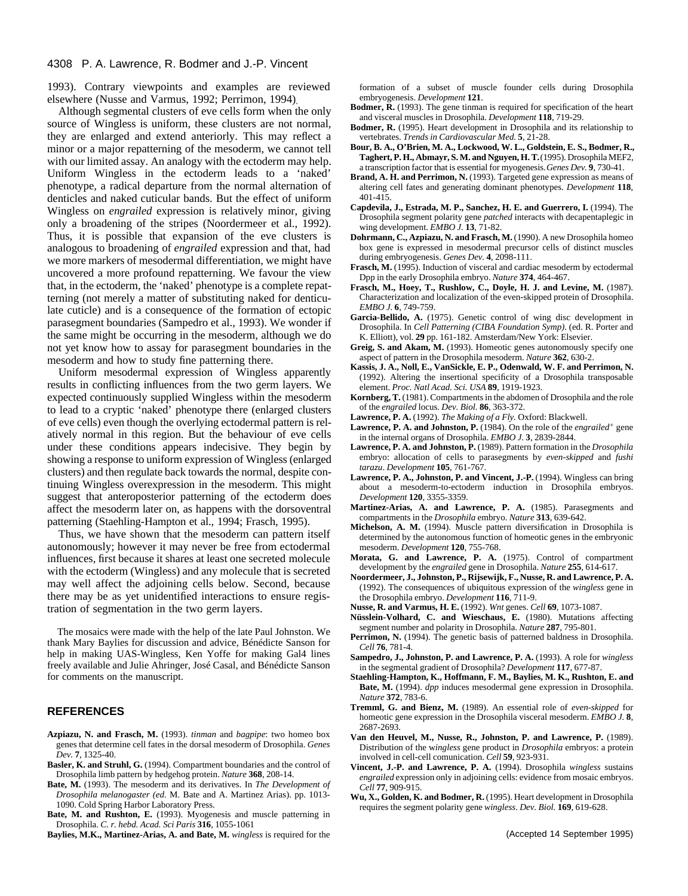1993). Contrary viewpoints and examples are reviewed elsewhere (Nusse and Varmus, 1992; Perrimon, 1994).

Although segmental clusters of eve cells form when the only source of Wingless is uniform, these clusters are not normal, they are enlarged and extend anteriorly. This may reflect a minor or a major repatterning of the mesoderm, we cannot tell with our limited assay. An analogy with the ectoderm may help. Uniform Wingless in the ectoderm leads to a 'naked' phenotype, a radical departure from the normal alternation of denticles and naked cuticular bands. But the effect of uniform Wingless on *engrailed* expression is relatively minor, giving only a broadening of the stripes (Noordermeer et al., 1992). Thus, it is possible that expansion of the eve clusters is analogous to broadening of *engrailed* expression and that, had we more markers of mesodermal differentiation, we might have uncovered a more profound repatterning. We favour the view that, in the ectoderm, the 'naked' phenotype is a complete repatterning (not merely a matter of substituting naked for denticulate cuticle) and is a consequence of the formation of ectopic parasegment boundaries (Sampedro et al., 1993). We wonder if the same might be occurring in the mesoderm, although we do not yet know how to assay for parasegment boundaries in the mesoderm and how to study fine patterning there.

Uniform mesodermal expression of Wingless apparently results in conflicting influences from the two germ layers. We expected continuously supplied Wingless within the mesoderm to lead to a cryptic 'naked' phenotype there (enlarged clusters of eve cells) even though the overlying ectodermal pattern is relatively normal in this region. But the behaviour of eve cells under these conditions appears indecisive. They begin by showing a response to uniform expression of Wingless (enlarged clusters) and then regulate back towards the normal, despite continuing Wingless overexpression in the mesoderm. This might suggest that anteroposterior patterning of the ectoderm does affect the mesoderm later on, as happens with the dorsoventral patterning (Staehling-Hampton et al., 1994; Frasch, 1995).

Thus, we have shown that the mesoderm can pattern itself autonomously; however it may never be free from ectodermal influences, first because it shares at least one secreted molecule with the ectoderm (Wingless) and any molecule that is secreted may well affect the adjoining cells below. Second, because there may be as yet unidentified interactions to ensure registration of segmentation in the two germ layers.

The mosaics were made with the help of the late Paul Johnston. We thank Mary Baylies for discussion and advice, Bénédicte Sanson for help in making UAS-Wingless, Ken Yoffe for making Gal4 lines freely available and Julie Ahringer, José Casal, and Bénédicte Sanson for comments on the manuscript.

## REFERENCES

**Azpiazu, N. and Frasch, M.** (1993). *tinman* and *bagpipe*: two homeo box genes that determine cell fates in the dorsal mesoderm of Drosophila. *Genes Dev.* **7**, 1325-40.

**Basler, K. and Struhl, G.** (1994). Compartment boundaries and the control of Drosophila limb pattern by hedgehog protein. *Nature* **368**, 208-14.

**Bate, M.** (1993). The mesoderm and its derivatives. In *The Development of Drosophila melanogaster (ed.* M. Bate and A. Martinez Arias). pp. 1013-1090. Cold Spring Harbor Laboratory Press.

**Bate, M. and Rushton, E.** (1993). Myogenesis and muscle patterning in Drosophila. *C. r. hebd. Acad. Sci Paris* **316**, 1055-1061

**Baylies, M.K., Martinez-Arias, A. and Bate, M.** *wingless* is required for the formation of a subset of muscle founder cells during Drosophila embryogenesis. *Development* **121**.

**Bodmer, R.** (1993). The gene tinman is required for specification of the heart and visceral muscles in Drosophila. *Development* **118**, 719-29.

**Bodmer, R.** (1995). Heart development in Drosophila and its relationship to vertebrates. *Trends in Cardiovascular Med.* **5**, 21-28.

**Bour, B. A., O'Brien, M. A., Lockwood, W. L., Goldstein, E. S., Bodmer, R., Taghert, P. H., Abmayr, S. M. and Nguyen, H. T.** (1995). Drosophila MEF2, a transcription factor that is essential for myogenesis. *Genes Dev.* **9**, 730-41.

**Brand, A. H. and Perrimon, N.** (1993). Targeted gene expression as means of altering cell fates and generating dominant phenotypes. *Development* **118**, 401-415.

**Capdevila, J., Estrada, M. P., Sanchez, H. E. and Guerrero, I.** (1994). The Drosophila segment polarity gene *patched* interacts with decapentaplegic in wing development. *EMBO J.* **13**, 71-82.

**Dohrmann, C., Azpiazu, N. and Frasch, M.** (1990). A new Drosophila homeo box gene is expressed in mesodermal precursor cells of distinct muscles during embryogenesis. *Genes Dev.* **4**, 2098-111.

**Frasch, M.** (1995). Induction of visceral and cardiac mesoderm by ectodermal Dpp in the early Drosophila embryo. *Nature* **374**, 464-467.

**Frasch, M., Hoey, T., Rushlow, C., Doyle, H. J. and Levine, M.** (1987). Characterization and localization of the even-skipped protein of Drosophila. *EMBO J.* **6**, 749-759.

**Garcia-Bellido, A.** (1975). Genetic control of wing disc development in Drosophila. In *Cell Patterning (CIBA Foundation Symp)*. (ed. R. Porter and K. Elliott), vol. **29** pp. 161-182. Amsterdam/New York: Elsevier.

**Greig, S. and Akam, M.** (1993). Homeotic genes autonomously specify one aspect of pattern in the Drosophila mesoderm. *Nature* **362**, 630-2.

**Kassis, J. A., Noll, E., VanSickle, E. P., Odenwald, W. F. and Perrimon, N.** (1992). Altering the insertional specificity of a Drosophila transposable element. *Proc. Natl Acad. Sci. USA* **89**, 1919-1923.

**Kornberg, T.** (1981). Compartments in the abdomen of Drosophila and the role of the *engrailed* locus. *Dev. Biol.* **86**, 363-372.

**Lawrence, P. A.** (1992). *The Making of a Fly*. Oxford: Blackwell.

**Lawrence, P. A. and Johnston, P.** (1984). On the role of the *engrailed*$^+$ gene in the internal organs of Drosophila. *EMBO J.* **3**, 2839-2844.

**Lawrence, P. A. and Johnston, P.** (1989). Pattern formation in the *Drosophila* embryo: allocation of cells to parasegments by *even-skipped* and *fushi tarazu*. *Development* **105**, 761-767.

**Lawrence, P. A., Johnston, P. and Vincent, J.-P.** (1994). Wingless can bring about a mesoderm-to-ectoderm induction in Drosophila embryos. *Development* **120**, 3355-3359.

**Martinez-Arias, A. and Lawrence, P. A.** (1985). Parasegments and compartments in the *Drosophila* embryo. *Nature* **313**, 639-642.

**Michelson, A. M.** (1994). Muscle pattern diversification in Drosophila is determined by the autonomous function of homeotic genes in the embryonic mesoderm. *Development* **120**, 755-768.

**Morata, G. and Lawrence, P. A.** (1975). Control of compartment development by the *engrailed* gene in Drosophila. *Nature* **255**, 614-617.

**Noordermeer, J., Johnston, P., Rijsewijk, F., Nusse, R. and Lawrence, P. A.** (1992). The consequences of ubiquitous expression of the *wingless* gene in the Drosophila embryo. *Development* **116**, 711-9.

**Nusse, R. and Varmus, H. E.** (1992). *Wnt* genes. *Cell* **69**, 1073-1087.

**Nüsslein-Volhard, C. and Wieschaus, E.** (1980). Mutations affecting segment number and polarity in Drosophila. *Nature* **287**, 795-801.

**Perrimon, N.** (1994). The genetic basis of patterned baldness in Drosophila. *Cell* **76**, 781-4.

**Sampedro, J., Johnston, P. and Lawrence, P. A.** (1993). A role for *wingless* in the segmental gradient of Drosophila? *Development* **117**, 677-87.

**Staehling-Hampton, K., Hoffmann, F. M., Baylies, M. K., Rushton, E. and Bate, M.** (1994). *dpp* induces mesodermal gene expression in Drosophila. *Nature* **372**, 783-6.

**Tremml, G. and Bienz, M.** (1989). An essential role of *even-skipped* for homeotic gene expression in the Drosophila visceral mesoderm. *EMBO J.* **8**, 2687-2693.

**Van den Heuvel, M., Nusse, R., Johnston, P. and Lawrence, P.** (1989). Distribution of the w*ingless* gene product in *Drosophila* embryos: a protein involved in cell-cell comunication. *Cell* **59**, 923-931.

**Vincent, J.-P. and Lawrence, P. A.** (1994). Drosophila *wingless* sustains *engrailed* expression only in adjoining cells: evidence from mosaic embryos. *Cell* **77**, 909-915.

**Wu, X., Golden, K. and Bodmer, R.** (1995). Heart development in Drosophila requires the segment polarity gene *wingless*. *Dev. Biol.* **169**, 619-628.

(Accepted 14 September 1995)